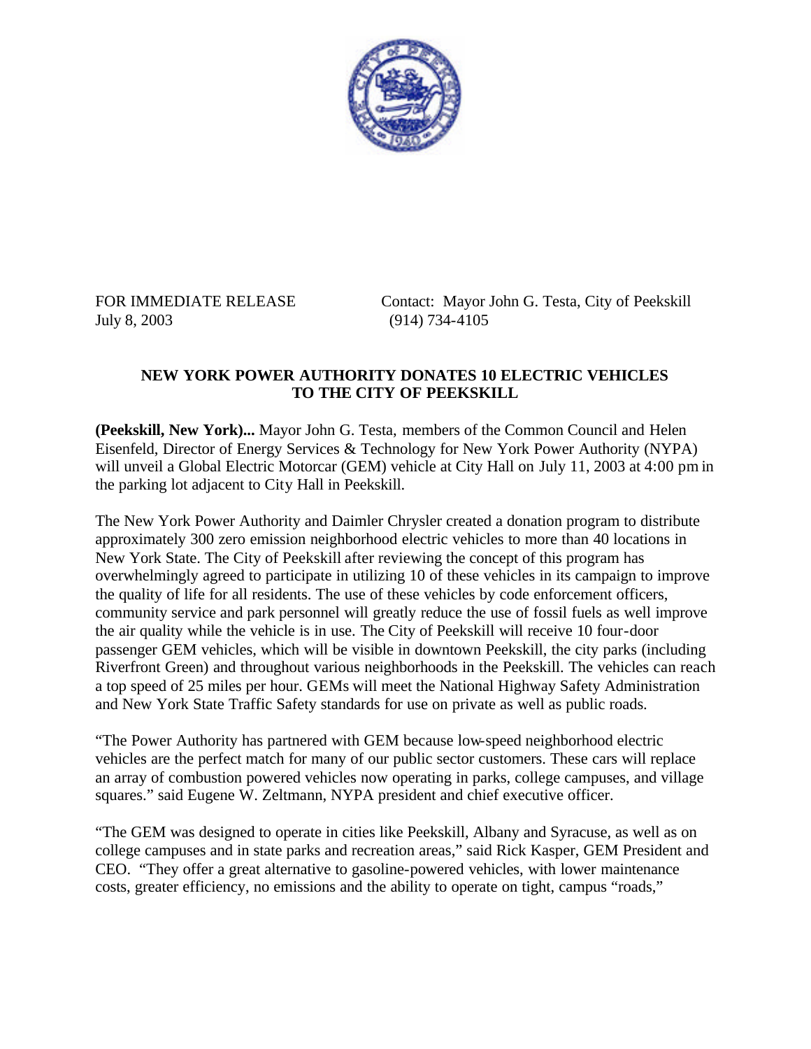FOR IMMEDIATE RELEASE
July 8, 2003

Contact: Mayor John G. Testa, City of Peekskill
(914) 734-4105

**NEW YORK POWER AUTHORITY DONATES 10 ELECTRIC VEHICLES TO THE CITY OF PEEKSKILL**

**(Peekskill, New York)...** Mayor John G. Testa, members of the Common Council and Helen Eisenfeld, Director of Energy Services & Technology for New York Power Authority (NYPA) will unveil a Global Electric Motorcar (GEM) vehicle at City Hall on July 11, 2003 at 4:00 pm in the parking lot adjacent to City Hall in Peekskill.

The New York Power Authority and Daimler Chrysler created a donation program to distribute approximately 300 zero emission neighborhood electric vehicles to more than 40 locations in New York State. The City of Peekskill after reviewing the concept of this program has overwhelmingly agreed to participate in utilizing 10 of these vehicles in its campaign to improve the quality of life for all residents. The use of these vehicles by code enforcement officers, community service and park personnel will greatly reduce the use of fossil fuels as well improve the air quality while the vehicle is in use. The City of Peekskill will receive 10 four-door passenger GEM vehicles, which will be visible in downtown Peekskill, the city parks (including Riverfront Green) and throughout various neighborhoods in the Peekskill. The vehicles can reach a top speed of 25 miles per hour. GEMs will meet the National Highway Safety Administration and New York State Traffic Safety standards for use on private as well as public roads.

"The Power Authority has partnered with GEM because low-speed neighborhood electric vehicles are the perfect match for many of our public sector customers. These cars will replace an array of combustion powered vehicles now operating in parks, college campuses, and village squares." said Eugene W. Zeltmann, NYPA president and chief executive officer.

"The GEM was designed to operate in cities like Peekskill, Albany and Syracuse, as well as on college campuses and in state parks and recreation areas," said Rick Kasper, GEM President and CEO. "They offer a great alternative to gasoline-powered vehicles, with lower maintenance costs, greater efficiency, no emissions and the ability to operate on tight, campus "roads,"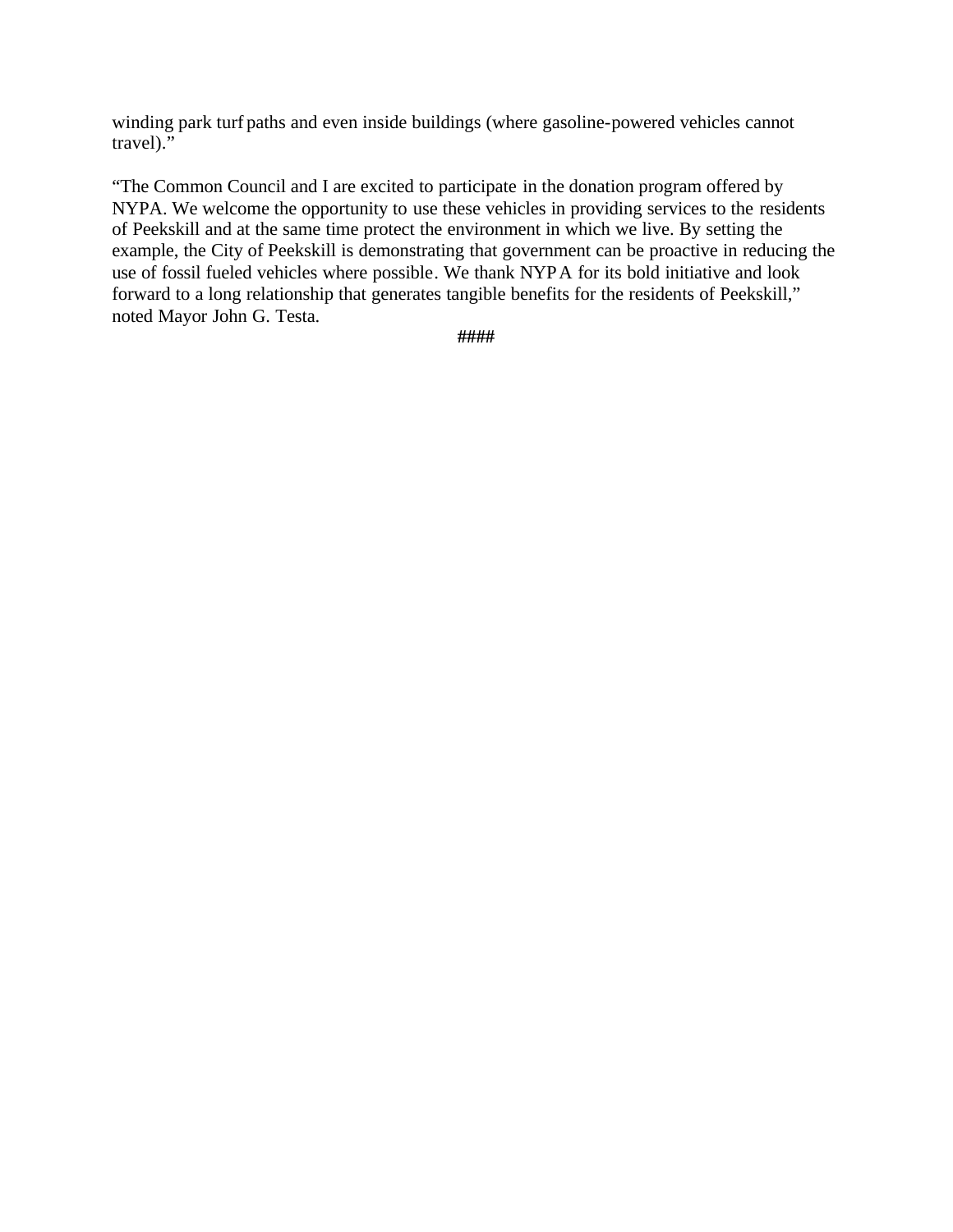winding park turf paths and even inside buildings (where gasoline-powered vehicles cannot travel)."

"The Common Council and I are excited to participate in the donation program offered by NYPA. We welcome the opportunity to use these vehicles in providing services to the residents of Peekskill and at the same time protect the environment in which we live. By setting the example, the City of Peekskill is demonstrating that government can be proactive in reducing the use of fossil fueled vehicles where possible. We thank NYPA for its bold initiative and look forward to a long relationship that generates tangible benefits for the residents of Peekskill," noted Mayor John G. Testa.

####